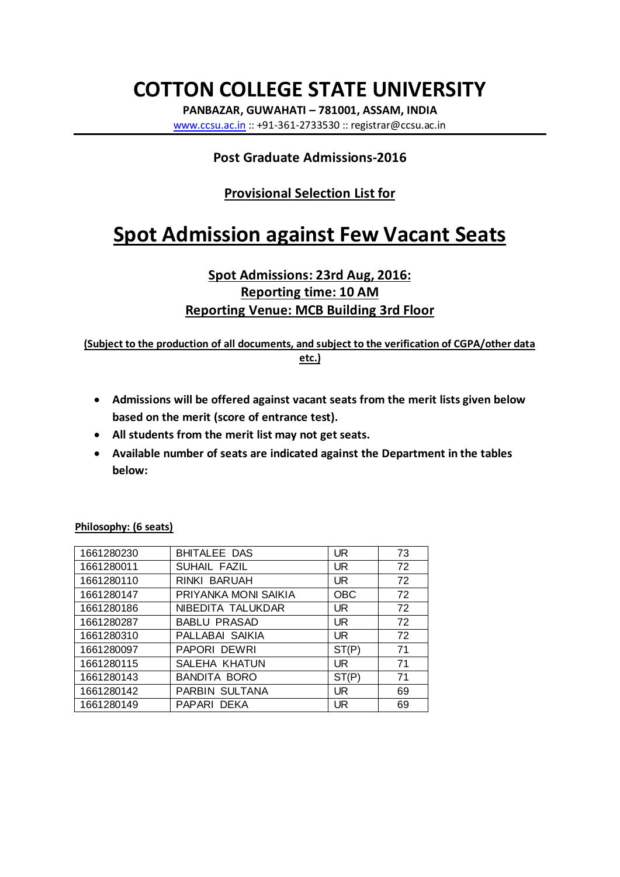# COTTON COLLEGE STATE UNIVERSITY

**PANBAZAR, GUWAHATI – 781001, ASSAM, INDIA**

www.ccsu.ac.in :: +91-361-2733530 :: registrar@ccsu.ac.in

### Post Graduate Admissions-2016

### Provisional Selection List for

# Spot Admission against Few Vacant Seats

### Spot Admissions: 23rd Aug, 2016:
### Reporting time: 10 AM
### Reporting Venue: MCB Building 3rd Floor

**(Subject to the production of all documents, and subject to the verification of CGPA/other data etc.)**

- **Admissions will be offered against vacant seats from the merit lists given below based on the merit (score of entrance test).**
- **All students from the merit list may not get seats.**
- **Available number of seats are indicated against the Department in the tables below:**

**Philosophy: (6 seats)**

| | | | |
|---|---|---|---|
| 1661280230 | BHITALEE DAS | UR | 73 |
| 1661280011 | SUHAIL FAZIL | UR | 72 |
| 1661280110 | RINKI BARUAH | UR | 72 |
| 1661280147 | PRIYANKA MONI SAIKIA | OBC | 72 |
| 1661280186 | NIBEDITA TALUKDAR | UR | 72 |
| 1661280287 | BABLU PRASAD | UR | 72 |
| 1661280310 | PALLABAI SAIKIA | UR | 72 |
| 1661280097 | PAPORI DEWRI | ST(P) | 71 |
| 1661280115 | SALEHA KHATUN | UR | 71 |
| 1661280143 | BANDITA BORO | ST(P) | 71 |
| 1661280142 | PARBIN SULTANA | UR | 69 |
| 1661280149 | PAPARI DEKA | UR | 69 |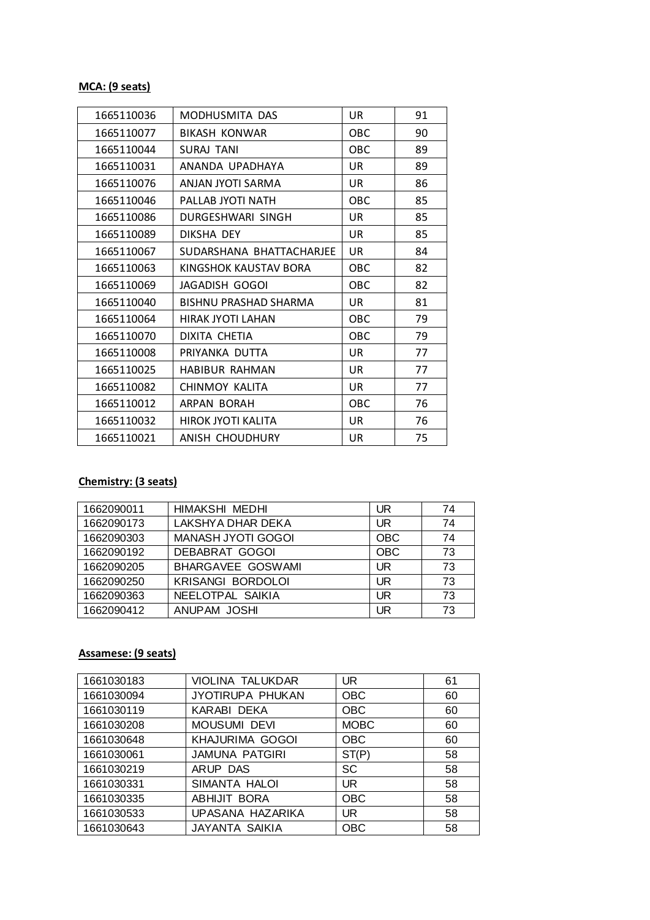**MCA: (9 seats)**

| | | | |
|---|---|---|---|
| 1665110036 | MODHUSMITA DAS | UR | 91 |
| 1665110077 | BIKASH KONWAR | OBC | 90 |
| 1665110044 | SURAJ TANI | OBC | 89 |
| 1665110031 | ANANDA UPADHAYA | UR | 89 |
| 1665110076 | ANJAN JYOTI SARMA | UR | 86 |
| 1665110046 | PALLAB JYOTI NATH | OBC | 85 |
| 1665110086 | DURGESHWARI SINGH | UR | 85 |
| 1665110089 | DIKSHA DEY | UR | 85 |
| 1665110067 | SUDARSHANA BHATTACHARJEE | UR | 84 |
| 1665110063 | KINGSHOK KAUSTAV BORA | OBC | 82 |
| 1665110069 | JAGADISH GOGOI | OBC | 82 |
| 1665110040 | BISHNU PRASHAD SHARMA | UR | 81 |
| 1665110064 | HIRAK JYOTI LAHAN | OBC | 79 |
| 1665110070 | DIXITA CHETIA | OBC | 79 |
| 1665110008 | PRIYANKA DUTTA | UR | 77 |
| 1665110025 | HABIBUR RAHMAN | UR | 77 |
| 1665110082 | CHINMOY KALITA | UR | 77 |
| 1665110012 | ARPAN BORAH | OBC | 76 |
| 1665110032 | HIROK JYOTI KALITA | UR | 76 |
| 1665110021 | ANISH CHOUDHURY | UR | 75 |

**Chemistry: (3 seats)**

| | | | |
|---|---|---|---|
| 1662090011 | HIMAKSHI MEDHI | UR | 74 |
| 1662090173 | LAKSHYA DHAR DEKA | UR | 74 |
| 1662090303 | MANASH JYOTI GOGOI | OBC | 74 |
| 1662090192 | DEBABRAT GOGOI | OBC | 73 |
| 1662090205 | BHARGAVEE GOSWAMI | UR | 73 |
| 1662090250 | KRISANGI BORDOLOI | UR | 73 |
| 1662090363 | NEELOTPAL SAIKIA | UR | 73 |
| 1662090412 | ANUPAM JOSHI | UR | 73 |

**Assamese: (9 seats)**

| | | | |
|---|---|---|---|
| 1661030183 | VIOLINA TALUKDAR | UR | 61 |
| 1661030094 | JYOTIRUPA PHUKAN | OBC | 60 |
| 1661030119 | KARABI DEKA | OBC | 60 |
| 1661030208 | MOUSUMI DEVI | MOBC | 60 |
| 1661030648 | KHAJURIMA GOGOI | OBC | 60 |
| 1661030061 | JAMUNA PATGIRI | ST(P) | 58 |
| 1661030219 | ARUP DAS | SC | 58 |
| 1661030331 | SIMANTA HALOI | UR | 58 |
| 1661030335 | ABHIJIT BORA | OBC | 58 |
| 1661030533 | UPASANA HAZARIKA | UR | 58 |
| 1661030643 | JAYANTA SAIKIA | OBC | 58 |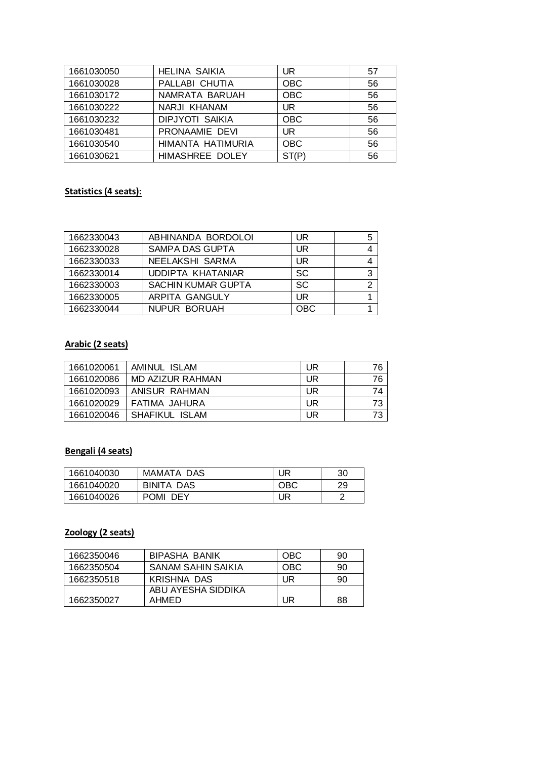| | | | |
|---|---|---|---|
| 1661030050 | HELINA SAIKIA | UR | 57 |
| 1661030028 | PALLABI CHUTIA | OBC | 56 |
| 1661030172 | NAMRATA BARUAH | OBC | 56 |
| 1661030222 | NARJI KHANAM | UR | 56 |
| 1661030232 | DIPJYOTI SAIKIA | OBC | 56 |
| 1661030481 | PRONAAMIE DEVI | UR | 56 |
| 1661030540 | HIMANTA HATIMURIA | OBC | 56 |
| 1661030621 | HIMASHREE DOLEY | ST(P) | 56 |

**Statistics (4 seats):**

| | | | |
|---|---|---|---|
| 1662330043 | ABHINANDA BORDOLOI | UR | 5 |
| 1662330028 | SAMPA DAS GUPTA | UR | 4 |
| 1662330033 | NEELAKSHI SARMA | UR | 4 |
| 1662330014 | UDDIPTA KHATANIAR | SC | 3 |
| 1662330003 | SACHIN KUMAR GUPTA | SC | 2 |
| 1662330005 | ARPITA GANGULY | UR | 1 |
| 1662330044 | NUPUR BORUAH | OBC | 1 |

**Arabic (2 seats)**

| | | | |
|---|---|---|---|
| 1661020061 | AMINUL ISLAM | UR | 76 |
| 1661020086 | MD AZIZUR RAHMAN | UR | 76 |
| 1661020093 | ANISUR RAHMAN | UR | 74 |
| 1661020029 | FATIMA JAHURA | UR | 73 |
| 1661020046 | SHAFIKUL ISLAM | UR | 73 |

**Bengali (4 seats)**

| | | | |
|---|---|---|---|
| 1661040030 | MAMATA DAS | UR | 30 |
| 1661040020 | BINITA DAS | OBC | 29 |
| 1661040026 | POMI DEY | UR | 2 |

**Zoology (2 seats)**

| | | | |
|---|---|---|---|
| 1662350046 | BIPASHA BANIK | OBC | 90 |
| 1662350504 | SANAM SAHIN SAIKIA | OBC | 90 |
| 1662350518 | KRISHNA DAS | UR | 90 |
| 1662350027 | ABU AYESHA SIDDIKA AHMED | UR | 88 |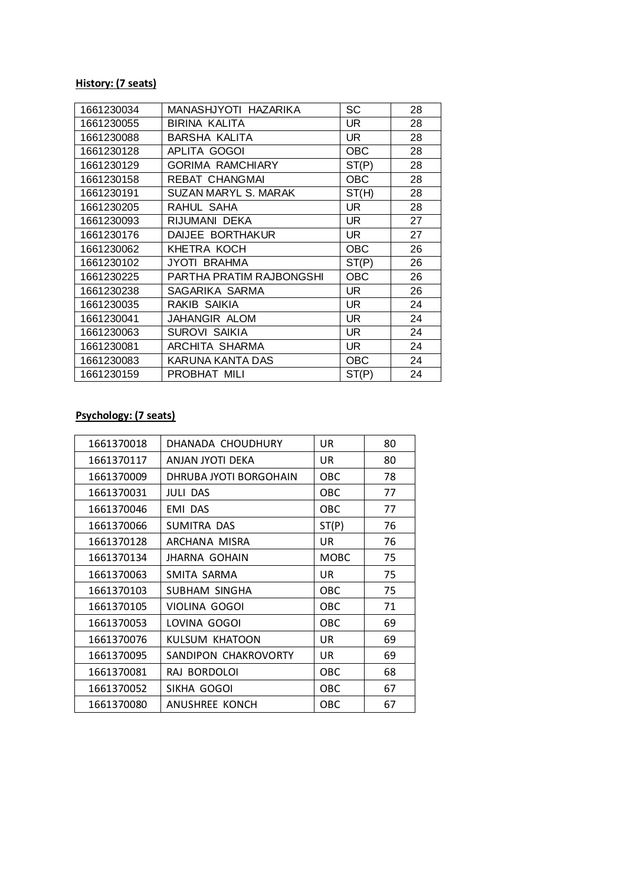**History: (7 seats)**

| | | | |
|---|---|---|---|
| 1661230034 | MANASHJYOTI HAZARIKA | SC | 28 |
| 1661230055 | BIRINA KALITA | UR | 28 |
| 1661230088 | BARSHA KALITA | UR | 28 |
| 1661230128 | APLITA GOGOI | OBC | 28 |
| 1661230129 | GORIMA RAMCHIARY | ST(P) | 28 |
| 1661230158 | REBAT CHANGMAI | OBC | 28 |
| 1661230191 | SUZAN MARYL S. MARAK | ST(H) | 28 |
| 1661230205 | RAHUL SAHA | UR | 28 |
| 1661230093 | RIJUMANI DEKA | UR | 27 |
| 1661230176 | DAIJEE BORTHAKUR | UR | 27 |
| 1661230062 | KHETRA KOCH | OBC | 26 |
| 1661230102 | JYOTI BRAHMA | ST(P) | 26 |
| 1661230225 | PARTHA PRATIM RAJBONGSHI | OBC | 26 |
| 1661230238 | SAGARIKA SARMA | UR | 26 |
| 1661230035 | RAKIB SAIKIA | UR | 24 |
| 1661230041 | JAHANGIR ALOM | UR | 24 |
| 1661230063 | SUROVI SAIKIA | UR | 24 |
| 1661230081 | ARCHITA SHARMA | UR | 24 |
| 1661230083 | KARUNA KANTA DAS | OBC | 24 |
| 1661230159 | PROBHAT MILI | ST(P) | 24 |

**Psychology: (7 seats)**

| | | | |
|---|---|---|---|
| 1661370018 | DHANADA CHOUDHURY | UR | 80 |
| 1661370117 | ANJAN JYOTI DEKA | UR | 80 |
| 1661370009 | DHRUBA JYOTI BORGOHAIN | OBC | 78 |
| 1661370031 | JULI DAS | OBC | 77 |
| 1661370046 | EMI DAS | OBC | 77 |
| 1661370066 | SUMITRA DAS | ST(P) | 76 |
| 1661370128 | ARCHANA MISRA | UR | 76 |
| 1661370134 | JHARNA GOHAIN | MOBC | 75 |
| 1661370063 | SMITA SARMA | UR | 75 |
| 1661370103 | SUBHAM SINGHA | OBC | 75 |
| 1661370105 | VIOLINA GOGOI | OBC | 71 |
| 1661370053 | LOVINA GOGOI | OBC | 69 |
| 1661370076 | KULSUM KHATOON | UR | 69 |
| 1661370095 | SANDIPON CHAKROVORTY | UR | 69 |
| 1661370081 | RAJ BORDOLOI | OBC | 68 |
| 1661370052 | SIKHA GOGOI | OBC | 67 |
| 1661370080 | ANUSHREE KONCH | OBC | 67 |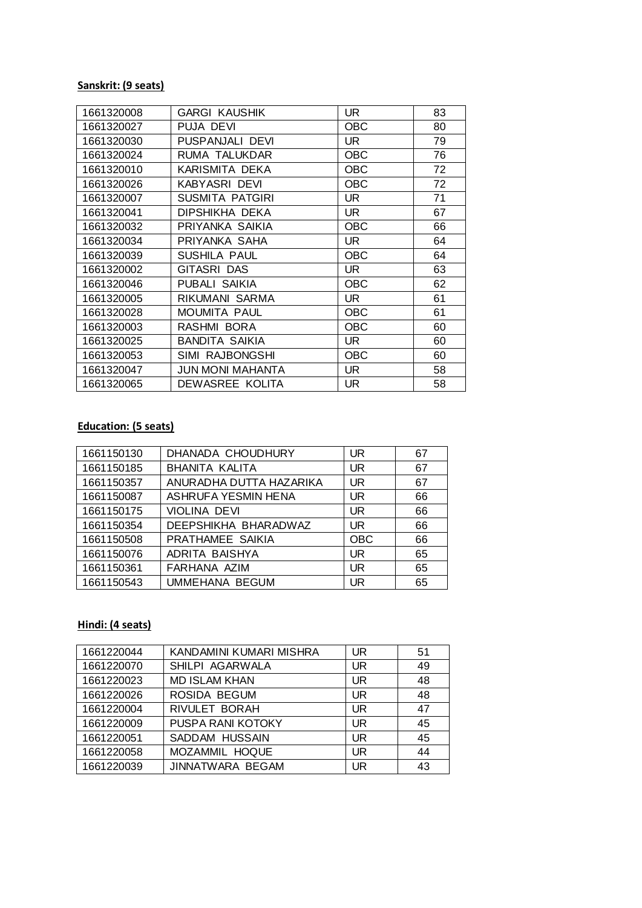**Sanskrit: (9 seats)**

| | | | |
|---|---|---|---|
| 1661320008 | GARGI KAUSHIK | UR | 83 |
| 1661320027 | PUJA DEVI | OBC | 80 |
| 1661320030 | PUSPANJALI DEVI | UR | 79 |
| 1661320024 | RUMA TALUKDAR | OBC | 76 |
| 1661320010 | KARISMITA DEKA | OBC | 72 |
| 1661320026 | KABYASRI DEVI | OBC | 72 |
| 1661320007 | SUSMITA PATGIRI | UR | 71 |
| 1661320041 | DIPSHIKHA DEKA | UR | 67 |
| 1661320032 | PRIYANKA SAIKIA | OBC | 66 |
| 1661320034 | PRIYANKA SAHA | UR | 64 |
| 1661320039 | SUSHILA PAUL | OBC | 64 |
| 1661320002 | GITASRI DAS | UR | 63 |
| 1661320046 | PUBALI SAIKIA | OBC | 62 |
| 1661320005 | RIKUMANI SARMA | UR | 61 |
| 1661320028 | MOUMITA PAUL | OBC | 61 |
| 1661320003 | RASHMI BORA | OBC | 60 |
| 1661320025 | BANDITA SAIKIA | UR | 60 |
| 1661320053 | SIMI RAJBONGSHI | OBC | 60 |
| 1661320047 | JUN MONI MAHANTA | UR | 58 |
| 1661320065 | DEWASREE KOLITA | UR | 58 |

**Education: (5 seats)**

| | | | |
|---|---|---|---|
| 1661150130 | DHANADA CHOUDHURY | UR | 67 |
| 1661150185 | BHANITA KALITA | UR | 67 |
| 1661150357 | ANURADHA DUTTA HAZARIKA | UR | 67 |
| 1661150087 | ASHRUFA YESMIN HENA | UR | 66 |
| 1661150175 | VIOLINA DEVI | UR | 66 |
| 1661150354 | DEEPSHIKHA BHARADWAZ | UR | 66 |
| 1661150508 | PRATHAMEE SAIKIA | OBC | 66 |
| 1661150076 | ADRITA BAISHYA | UR | 65 |
| 1661150361 | FARHANA AZIM | UR | 65 |
| 1661150543 | UMMEHANA BEGUM | UR | 65 |

**Hindi: (4 seats)**

| | | | |
|---|---|---|---|
| 1661220044 | KANDAMINI KUMARI MISHRA | UR | 51 |
| 1661220070 | SHILPI AGARWALA | UR | 49 |
| 1661220023 | MD ISLAM KHAN | UR | 48 |
| 1661220026 | ROSIDA BEGUM | UR | 48 |
| 1661220004 | RIVULET BORAH | UR | 47 |
| 1661220009 | PUSPA RANI KOTOKY | UR | 45 |
| 1661220051 | SADDAM HUSSAIN | UR | 45 |
| 1661220058 | MOZAMMIL HOQUE | UR | 44 |
| 1661220039 | JINNATWARA BEGAM | UR | 43 |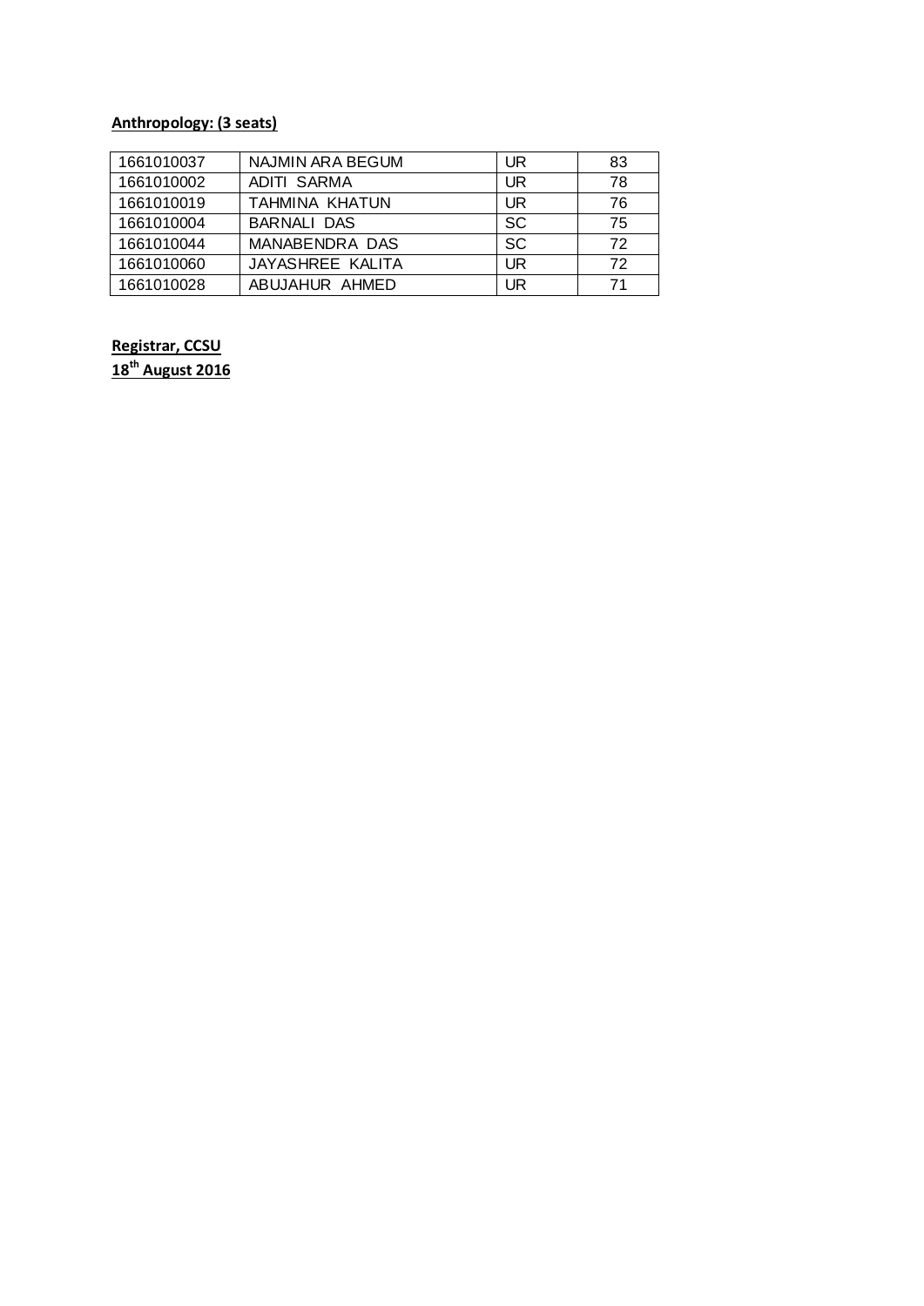**Anthropology: (3 seats)**

| | | | |
|---|---|---|---|
| 1661010037 | NAJMIN ARA BEGUM | UR | 83 |
| 1661010002 | ADITI SARMA | UR | 78 |
| 1661010019 | TAHMINA KHATUN | UR | 76 |
| 1661010004 | BARNALI DAS | SC | 75 |
| 1661010044 | MANABENDRA DAS | SC | 72 |
| 1661010060 | JAYASHREE KALITA | UR | 72 |
| 1661010028 | ABUJAHUR AHMED | UR | 71 |

**Registrar, CCSU**
**18th August 2016**